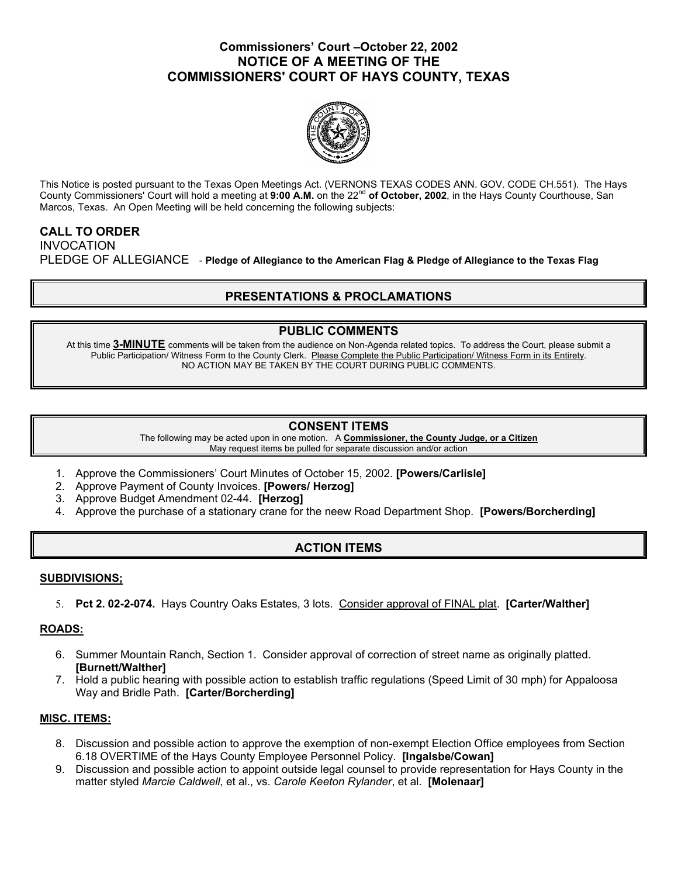# Commissioners' Court –October 22, 2002
# NOTICE OF A MEETING OF THE COMMISSIONERS' COURT OF HAYS COUNTY, TEXAS

This Notice is posted pursuant to the Texas Open Meetings Act. (VERNONS TEXAS CODES ANN. GOV. CODE CH.551). The Hays County Commissioners' Court will hold a meeting at **9:00 A.M.** on the 22nd **of October, 2002**, in the Hays County Courthouse, San Marcos, Texas. An Open Meeting will be held concerning the following subjects:

**CALL TO ORDER**
INVOCATION
PLEDGE OF ALLEGIANCE - **Pledge of Allegiance to the American Flag & Pledge of Allegiance to the Texas Flag**

## PRESENTATIONS & PROCLAMATIONS

## PUBLIC COMMENTS

At this time **3-MINUTE** comments will be taken from the audience on Non-Agenda related topics. To address the Court, please submit a Public Participation/ Witness Form to the County Clerk. Please Complete the Public Participation/ Witness Form in its Entirety.
NO ACTION MAY BE TAKEN BY THE COURT DURING PUBLIC COMMENTS.

## CONSENT ITEMS

The following may be acted upon in one motion. A **Commissioner, the County Judge, or a Citizen** May request items be pulled for separate discussion and/or action

1. Approve the Commissioners' Court Minutes of October 15, 2002. **[Powers/Carlisle]**
2. Approve Payment of County Invoices. **[Powers/ Herzog]**
3. Approve Budget Amendment 02-44. **[Herzog]**
4. Approve the purchase of a stationary crane for the neew Road Department Shop. **[Powers/Borcherding]**

## ACTION ITEMS

**SUBDIVISIONS;**

5. **Pct 2. 02-2-074.** Hays Country Oaks Estates, 3 lots. Consider approval of FINAL plat. **[Carter/Walther]**

**ROADS:**

6. Summer Mountain Ranch, Section 1. Consider approval of correction of street name as originally platted. **[Burnett/Walther]**
7. Hold a public hearing with possible action to establish traffic regulations (Speed Limit of 30 mph) for Appaloosa Way and Bridle Path. **[Carter/Borcherding]**

**MISC. ITEMS:**

8. Discussion and possible action to approve the exemption of non-exempt Election Office employees from Section 6.18 OVERTIME of the Hays County Employee Personnel Policy. **[Ingalsbe/Cowan]**
9. Discussion and possible action to appoint outside legal counsel to provide representation for Hays County in the matter styled *Marcie Caldwell*, et al., vs. *Carole Keeton Rylander*, et al. **[Molenaar]**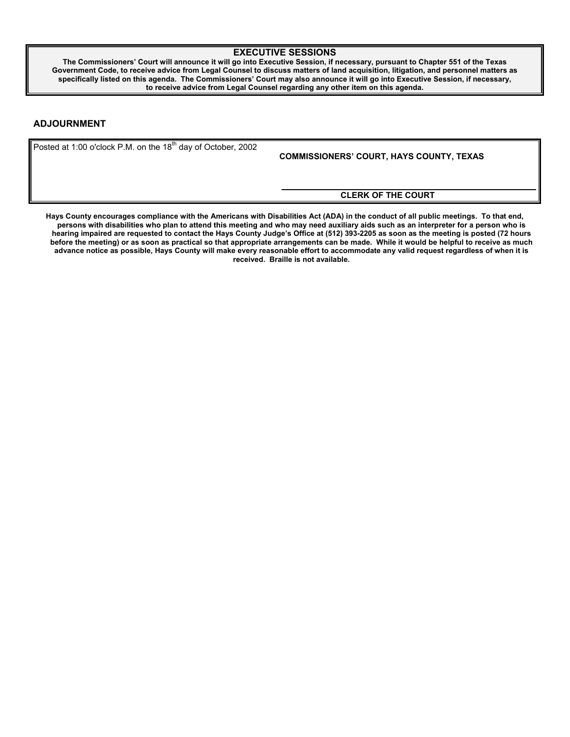## EXECUTIVE SESSIONS

**The Commissioners' Court will announce it will go into Executive Session, if necessary, pursuant to Chapter 551 of the Texas Government Code, to receive advice from Legal Counsel to discuss matters of land acquisition, litigation, and personnel matters as specifically listed on this agenda. The Commissioners' Court may also announce it will go into Executive Session, if necessary, to receive advice from Legal Counsel regarding any other item on this agenda.**

## ADJOURNMENT

| | |
|---|---|
| Posted at 1:00 o'clock P.M. on the 18th day of October, 2002 | **COMMISSIONERS' COURT, HAYS COUNTY, TEXAS** |
| | **CLERK OF THE COURT** |

**Hays County encourages compliance with the Americans with Disabilities Act (ADA) in the conduct of all public meetings. To that end, persons with disabilities who plan to attend this meeting and who may need auxiliary aids such as an interpreter for a person who is hearing impaired are requested to contact the Hays County Judge's Office at (512) 393-2205 as soon as the meeting is posted (72 hours before the meeting) or as soon as practical so that appropriate arrangements can be made. While it would be helpful to receive as much advance notice as possible, Hays County will make every reasonable effort to accommodate any valid request regardless of when it is received. Braille is not available.**